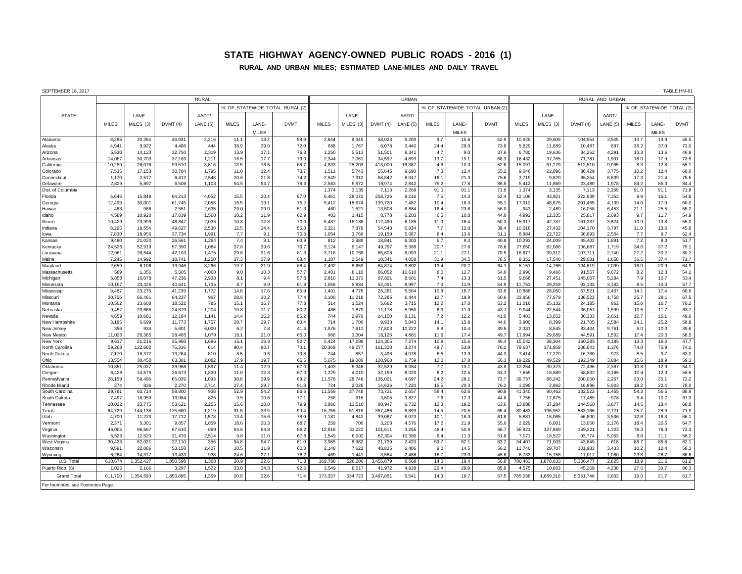# STATE HIGHWAY AGENCY-OWNED PUBLIC ROADS - 2016 (1)

## RURAL AND URBAN MILES; ESTIMATED LANE-MILES AND DAILY TRAVEL

SEPTEMBER 18, 2017

TABLE HM-81

| STATE | RURAL | | | | | | | URBAN | | | | | | | RURAL AND URBAN | | | | | | |
|---|---|---|---|---|---|---|---|---|---|---|---|---|---|---|---|---|---|---|---|---|---|
| | | | | | % OF STATEWIDE TOTAL RURAL (2) | | | | | | | % OF STATEWIDE TOTAL URBAN (2) | | | | | | | % OF STATEWIDE TOTAL (2) | | |
| | MILES | LANE-MILES (3) | DVMT (4) | AADT/LANE (5) | MILES | LANE-MILES | DVMT | MILES | LANE-MILES (3) | DVMT (4) | AADT/LANE (5) | MILES | LANE-MILES | DVMT | MILES | LANE-MILES (3) | DVMT (4) | AADT/LANE (5) | MILES | LANE-MILES | DVMT |
| Alabama | 8,285 | 20,264 | 46,931 | 2,316 | 11.1 | 13.2 | 58.9 | 2,644 | 9,345 | 58,023 | 6,209 | 9.7 | 15.6 | 52.9 | 10,929 | 29,609 | 104,954 | 3,545 | 10.7 | 13.9 | 55.5 |
| Alaska | 4,941 | 9,922 | 4,408 | 444 | 38.9 | 39.0 | 72.0 | 688 | 1,767 | 6,078 | 3,440 | 24.4 | 29.0 | 73.6 | 5,629 | 11,689 | 10,487 | 897 | 36.2 | 37.0 | 73.0 |
| Arizona | 5,530 | 14,123 | 32,750 | 2,319 | 13.9 | 17.1 | 76.3 | 1,250 | 5,513 | 51,501 | 9,341 | 4.7 | 9.0 | 37.6 | 6,780 | 19,636 | 84,252 | 4,291 | 10.3 | 13.6 | 46.9 |
| Arkansas | 14,087 | 30,703 | 37,189 | 1,211 | 16.5 | 17.7 | 79.0 | 2,344 | 7,061 | 34,592 | 4,899 | 13.7 | 19.1 | 68.3 | 16,432 | 37,765 | 71,781 | 1,901 | 16.0 | 17.9 | 73.5 |
| California | 10,259 | 26,076 | 99,510 | 3,816 | 13.5 | 16.5 | 68.7 | 4,833 | 25,203 | 413,000 | 16,387 | 4.6 | 10.3 | 52.6 | 15,091 | 51,279 | 512,510 | 9,995 | 8.3 | 12.8 | 55.1 |
| Colorado | 7,535 | 17,153 | 30,784 | 1,795 | 11.0 | 12.4 | 73.7 | 1,511 | 5,743 | 55,645 | 9,690 | 7.3 | 12.4 | 55.2 | 9,046 | 22,896 | 86,429 | 3,775 | 10.2 | 12.4 | 60.6 |
| Connecticut | 1,170 | 2,517 | 6,412 | 2,548 | 20.6 | 21.8 | 74.2 | 2,549 | 7,312 | 58,842 | 8,047 | 16.1 | 21.3 | 75.6 | 3,719 | 9,829 | 65,254 | 6,639 | 17.3 | 21.4 | 75.5 |
| Delaware | 2,829 | 5,897 | 6,506 | 1,103 | 94.5 | 94.7 | 79.3 | 2,583 | 5,972 | 16,974 | 2,842 | 75.2 | 77.8 | 86.5 | 5,412 | 11,869 | 23,480 | 1,978 | 84.2 | 85.3 | 84.4 |
| Dist. of Columbia | | | | | | | | 1,374 | 3,135 | 7,113 | 2,269 | 91.0 | 91.1 | 71.8 | 1,374 | 3,135 | 7,113 | 2,269 | 91.0 | 91.1 | 71.8 |
| Florida | 5,645 | 15,849 | 64,213 | 4,052 | 15.5 | 20.4 | 67.0 | 6,461 | 28,072 | 258,726 | 9,216 | 7.5 | 14.3 | 52.4 | 12,106 | 43,921 | 322,939 | 7,353 | 9.9 | 16.1 | 54.8 |
| Georgia | 12,499 | 30,001 | 61,745 | 2,058 | 16.5 | 19.1 | 75.2 | 5,412 | 18,674 | 139,720 | 7,482 | 10.4 | 16.3 | 55.1 | 17,912 | 48,675 | 201,465 | 4,139 | 14.0 | 17.9 | 60.0 |
| Hawaii | 483 | 968 | 2,551 | 2,635 | 29.0 | 29.0 | 51.3 | 460 | 1,521 | 13,508 | 8,884 | 16.4 | 23.6 | 56.0 | 943 | 2,489 | 16,058 | 6,453 | 21.1 | 25.5 | 55.2 |
| Idaho | 4,589 | 10,920 | 17,039 | 1,560 | 10.2 | 11.9 | 62.9 | 403 | 1,415 | 8,778 | 6,203 | 6.5 | 10.8 | 44.0 | 4,992 | 12,335 | 25,817 | 2,093 | 9.7 | 11.7 | 54.9 |
| Illinois | 10,429 | 23,999 | 48,847 | 2,035 | 10.8 | 12.3 | 70.0 | 5,487 | 18,188 | 112,490 | 6,185 | 11.0 | 16.4 | 50.3 | 15,917 | 42,187 | 161,337 | 3,824 | 10.9 | 13.8 | 55.0 |
| Indiana | 8,295 | 19,554 | 49,627 | 2,538 | 12.5 | 14.4 | 55.8 | 2,321 | 7,878 | 54,543 | 6,924 | 7.7 | 12.0 | 39.4 | 10,616 | 27,432 | 104,170 | 3,797 | 11.0 | 13.6 | 45.8 |
| Iowa | 7,830 | 18,956 | 37,734 | 1,991 | 7.7 | 9.1 | 70.3 | 1,054 | 3,766 | 19,159 | 5,087 | 8.4 | 13.6 | 51.1 | 8,884 | 22,722 | 56,893 | 2,504 | 7.7 | 9.7 | 62.4 |
| Kansas | 9,480 | 21,020 | 26,561 | 1,264 | 7.4 | 8.1 | 63.9 | 812 | 2,989 | 18,841 | 6,303 | 5.7 | 9.4 | 40.8 | 10,293 | 24,009 | 45,402 | 1,891 | 7.2 | 8.3 | 51.7 |
| Kentucky | 24,526 | 52,919 | 57,390 | 1,084 | 37.8 | 39.6 | 79.7 | 3,124 | 9,147 | 49,297 | 5,389 | 20.7 | 27.6 | 78.6 | 27,650 | 62,066 | 106,687 | 1,719 | 34.6 | 37.2 | 79.1 |
| Louisiana | 12,961 | 28,544 | 42,103 | 1,475 | 29.6 | 31.6 | 81.3 | 3,716 | 10,768 | 65,608 | 6,093 | 21.1 | 27.1 | 79.5 | 16,677 | 39,312 | 107,711 | 2,740 | 27.2 | 30.2 | 80.2 |
| Maine | 7,245 | 14,992 | 18,741 | 1,250 | 37.3 | 37.9 | 68.4 | 1,107 | 2,549 | 10,341 | 4,058 | 31.9 | 34.5 | 78.5 | 8,352 | 17,540 | 29,081 | 1,658 | 36.5 | 37.4 | 71.7 |
| Maryland | 2,659 | 6,106 | 19,946 | 3,266 | 19.7 | 21.9 | 68.4 | 2,492 | 8,659 | 84,874 | 9,802 | 13.4 | 20.2 | 64.1 | 5,151 | 14,766 | 104,819 | 7,099 | 16.0 | 20.9 | 64.9 |
| Massachusetts | 589 | 1,356 | 5,505 | 4,060 | 9.0 | 10.3 | 57.7 | 2,401 | 8,110 | 86,052 | 10,610 | 8.0 | 12.7 | 54.0 | 2,990 | 9,466 | 91,557 | 9,672 | 8.2 | 12.3 | 54.2 |
| Michigan | 6,858 | 16,078 | 47,236 | 2,938 | 8.1 | 9.4 | 57.8 | 2,810 | 11,373 | 97,821 | 8,601 | 7.4 | 13.3 | 51.5 | 9,668 | 27,451 | 145,057 | 5,284 | 7.9 | 10.7 | 53.4 |
| Minnesota | 10,197 | 23,425 | 40,641 | 1,735 | 8.7 | 9.9 | 61.8 | 1,556 | 5,834 | 52,491 | 8,997 | 7.0 | 11.9 | 54.9 | 11,753 | 29,259 | 93,133 | 3,183 | 8.5 | 10.3 | 57.7 |
| Mississippi | 9,487 | 23,275 | 41,239 | 1,772 | 14.8 | 17.6 | 65.9 | 1,401 | 4,775 | 26,281 | 5,504 | 10.8 | 16.7 | 53.8 | 10,888 | 28,050 | 67,521 | 2,407 | 14.1 | 17.4 | 60.6 |
| Missouri | 30,756 | 66,461 | 64,237 | 967 | 28.6 | 30.2 | 77.4 | 3,100 | 11,218 | 72,285 | 6,444 | 12.7 | 19.9 | 60.6 | 33,856 | 77,679 | 136,522 | 1,758 | 25.7 | 28.1 | 67.5 |
| Montana | 10,502 | 23,608 | 18,522 | 785 | 15.1 | 16.7 | 77.8 | 514 | 1,524 | 5,662 | 3,715 | 12.2 | 17.0 | 53.2 | 11,016 | 25,132 | 24,185 | 962 | 15.0 | 16.7 | 70.2 |
| Nebraska | 9,457 | 20,665 | 24,879 | 1,204 | 10.8 | 11.7 | 80.2 | 486 | 1,879 | 11,178 | 5,950 | 6.3 | 11.0 | 43.7 | 9,944 | 22,544 | 36,057 | 1,599 | 10.5 | 11.7 | 63.7 |
| Nevada | 4,659 | 10,681 | 12,184 | 1,141 | 14.4 | 16.2 | 85.2 | 744 | 2,970 | 24,150 | 8,131 | 7.2 | 12.2 | 41.0 | 5,403 | 13,652 | 36,333 | 2,661 | 12.7 | 15.1 | 49.6 |
| New Hampshire | 3,185 | 6,699 | 11,773 | 1,757 | 28.7 | 29.7 | 80.4 | 714 | 1,700 | 9,933 | 5,843 | 14.1 | 15.8 | 44.6 | 3,900 | 8,399 | 21,705 | 2,584 | 24.1 | 25.2 | 58.8 |
| New Jersey | 356 | 934 | 5,601 | 6,000 | 6.2 | 7.8 | 41.4 | 1,976 | 7,611 | 77,803 | 10,222 | 5.9 | 10.4 | 39.5 | 2,331 | 8,545 | 83,404 | 9,761 | 6.0 | 10.0 | 39.6 |
| New Mexico | 11,026 | 26,385 | 28,465 | 1,079 | 18.1 | 21.0 | 65.0 | 968 | 3,304 | 16,126 | 4,881 | 11.6 | 17.4 | 49.7 | 11,994 | 29,689 | 44,591 | 1,502 | 17.4 | 20.5 | 58.5 |
| New York | 9,617 | 21,216 | 35,980 | 1,696 | 15.1 | 16.3 | 52.7 | 5,424 | 17,088 | 124,305 | 7,274 | 10.9 | 15.6 | 46.4 | 15,042 | 38,304 | 160,285 | 4,185 | 13.3 | 16.0 | 47.7 |
| North Carolina | 59,268 | 122,682 | 75,316 | 614 | 90.4 | 90.7 | 70.1 | 20,369 | 49,277 | 161,328 | 3,274 | 49.7 | 53.9 | 76.2 | 79,637 | 171,959 | 236,643 | 1,376 | 74.8 | 75.9 | 74.1 |
| North Dakota | 7,170 | 16,372 | 13,264 | 810 | 8.5 | 9.6 | 70.8 | 244 | 857 | 3,496 | 4,078 | 8.5 | 13.9 | 44.3 | 7,414 | 17,229 | 16,760 | 973 | 8.5 | 9.7 | 63.0 |
| Ohio | 13,554 | 30,450 | 63,381 | 2,082 | 17.9 | 19.7 | 66.5 | 5,675 | 19,080 | 128,968 | 6,759 | 12.0 | 17.8 | 56.3 | 19,229 | 49,529 | 192,349 | 3,884 | 15.6 | 18.9 | 59.3 |
| Oklahoma | 10,851 | 25,027 | 39,968 | 1,597 | 11.4 | 12.9 | 67.0 | 1,403 | 5,346 | 32,529 | 6,084 | 7.7 | 13.1 | 43.8 | 12,254 | 30,373 | 72,496 | 2,387 | 10.8 | 12.9 | 54.1 |
| Oregon | 6,426 | 14,579 | 26,673 | 1,830 | 11.0 | 12.3 | 67.0 | 1,229 | 4,010 | 32,159 | 8,020 | 8.2 | 12.5 | 53.1 | 7,655 | 18,589 | 58,832 | 3,165 | 10.4 | 12.3 | 58.6 |
| Pennsylvania | 28,159 | 59,496 | 65,039 | 1,093 | 38.8 | 39.9 | 69.2 | 11,578 | 28,746 | 135,021 | 4,697 | 24.2 | 28.1 | 73.7 | 39,737 | 88,242 | 200,060 | 2,267 | 33.0 | 35.1 | 72.2 |
| Rhode Island | 374 | 836 | 2,270 | 2,714 | 27.4 | 29.7 | 91.8 | 724 | 2,026 | 14,626 | 7,220 | 15.5 | 20.3 | 76.2 | 1,099 | 2,862 | 16,896 | 5,903 | 18.2 | 22.4 | 78.0 |
| South Carolina | 29,781 | 62,714 | 58,800 | 938 | 52.9 | 54.2 | 86.6 | 11,559 | 27,748 | 73,721 | 2,657 | 58.4 | 62.6 | 90.8 | 41,340 | 90,462 | 132,522 | 1,465 | 54.3 | 56.5 | 88.9 |
| South Dakota | 7,497 | 16,959 | 13,984 | 825 | 9.5 | 10.6 | 77.1 | 258 | 916 | 3,505 | 3,827 | 7.6 | 12.3 | 44.8 | 7,756 | 17,875 | 17,489 | 978 | 9.4 | 10.7 | 67.3 |
| Tennessee | 10,022 | 23,775 | 53,621 | 2,255 | 15.6 | 18.0 | 79.9 | 3,866 | 13,510 | 90,947 | 6,732 | 12.3 | 19.2 | 63.6 | 13,888 | 37,284 | 144,568 | 3,877 | 14.5 | 18.4 | 68.8 |
| Texas | 64,729 | 144,138 | 175,680 | 1,219 | 31.5 | 33.9 | 90.4 | 15,755 | 51,815 | 357,486 | 6,899 | 14.5 | 20.5 | 65.4 | 80,483 | 195,952 | 533,166 | 2,721 | 25.7 | 28.9 | 71.9 |
| Utah | 4,700 | 11,223 | 17,712 | 1,578 | 13.4 | 15.6 | 78.0 | 1,181 | 4,842 | 39,087 | 8,073 | 10.1 | 18.3 | 61.8 | 5,881 | 16,065 | 56,800 | 3,536 | 12.6 | 16.3 | 66.1 |
| Vermont | 2,371 | 5,301 | 9,857 | 1,859 | 18.6 | 20.3 | 68.7 | 259 | 700 | 3,203 | 4,576 | 17.2 | 21.9 | 55.0 | 2,629 | 6,001 | 13,060 | 2,176 | 18.4 | 20.5 | 64.7 |
| Virginia | 46,005 | 96,667 | 67,610 | 699 | 94.6 | 94.8 | 86.2 | 12,816 | 31,222 | 101,611 | 3,255 | 48.4 | 50.9 | 66.7 | 58,821 | 127,889 | 169,221 | 1,323 | 78.3 | 78.3 | 73.3 |
| Washington | 5,523 | 12,520 | 31,470 | 2,514 | 9.8 | 11.0 | 67.8 | 1,549 | 6,002 | 62,304 | 10,380 | 6.4 | 11.3 | 51.8 | 7,071 | 18,522 | 93,774 | 5,063 | 8.8 | 11.1 | 56.2 |
| West Virginia | 30,423 | 62,021 | 22,110 | 356 | 94.8 | 94.7 | 81.0 | 3,985 | 8,982 | 21,739 | 2,420 | 59.7 | 62.1 | 83.2 | 34,407 | 71,003 | 43,849 | 618 | 88.7 | 88.8 | 82.1 |
| Wisconsin | 9,591 | 22,086 | 53,158 | 2,407 | 10.5 | 11.9 | 60.3 | 2,148 | 7,622 | 48,825 | 6,406 | 9.0 | 14.5 | 56.2 | 11,740 | 29,707 | 101,983 | 3,433 | 10.2 | 12.4 | 58.3 |
| Wyoming | 6,264 | 14,317 | 13,433 | 938 | 24.6 | 27.1 | 76.2 | 469 | 1,441 | 3,584 | 2,486 | 16.7 | 23.0 | 45.6 | 6,733 | 15,758 | 17,017 | 1,080 | 23.8 | 26.7 | 66.8 |
| U.S. Total | 610,674 | 1,352,427 | 1,850,598 | 1,368 | 20.9 | 22.6 | 71.3 | 169,788 | 526,206 | 3,455,879 | 6,568 | 14.0 | 19.4 | 56.8 | 780,463 | 1,878,633 | 5,306,477 | 2,825 | 18.9 | 21.6 | 61.2 |
| Puerto Rico (6) | 1,026 | 2,166 | 3,297 | 1,522 | 33.0 | 34.3 | 92.6 | 3,549 | 8,517 | 41,972 | 4,928 | 26.4 | 29.9 | 85.8 | 4,575 | 10,683 | 45,269 | 4,238 | 27.6 | 30.7 | 86.3 |
| Grand Total | 611,700 | 1,354,593 | 1,853,895 | 1,369 | 20.9 | 22.6 | 71.4 | 173,337 | 534,723 | 3,497,851 | 6,541 | 14.3 | 19.7 | 57.5 | 785,038 | 1,889,316 | 5,351,746 | 2,833 | 19.0 | 21.7 | 61.7 |

For footnotes, see Footnotes Page.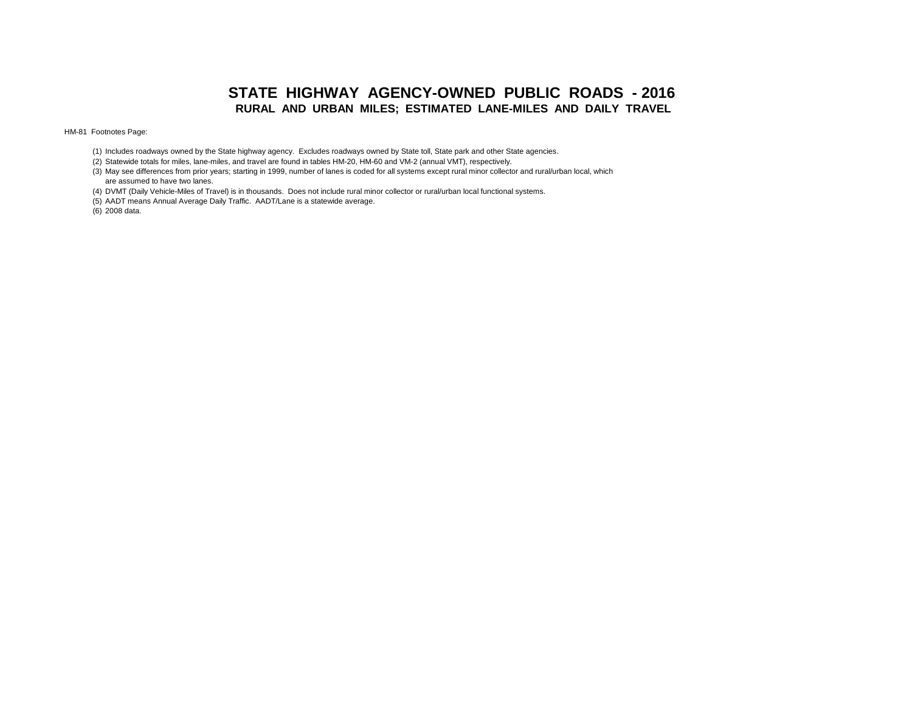# STATE HIGHWAY AGENCY-OWNED PUBLIC ROADS - 2016

## RURAL AND URBAN MILES; ESTIMATED LANE-MILES AND DAILY TRAVEL

HM-81 Footnotes Page:

(1) Includes roadways owned by the State highway agency. Excludes roadways owned by State toll, State park and other State agencies.
(2) Statewide totals for miles, lane-miles, and travel are found in tables HM-20, HM-60 and VM-2 (annual VMT), respectively.
(3) May see differences from prior years; starting in 1999, number of lanes is coded for all systems except rural minor collector and rural/urban local, which are assumed to have two lanes.
(4) DVMT (Daily Vehicle-Miles of Travel) is in thousands. Does not include rural minor collector or rural/urban local functional systems.
(5) AADT means Annual Average Daily Traffic. AADT/Lane is a statewide average.
(6) 2008 data.